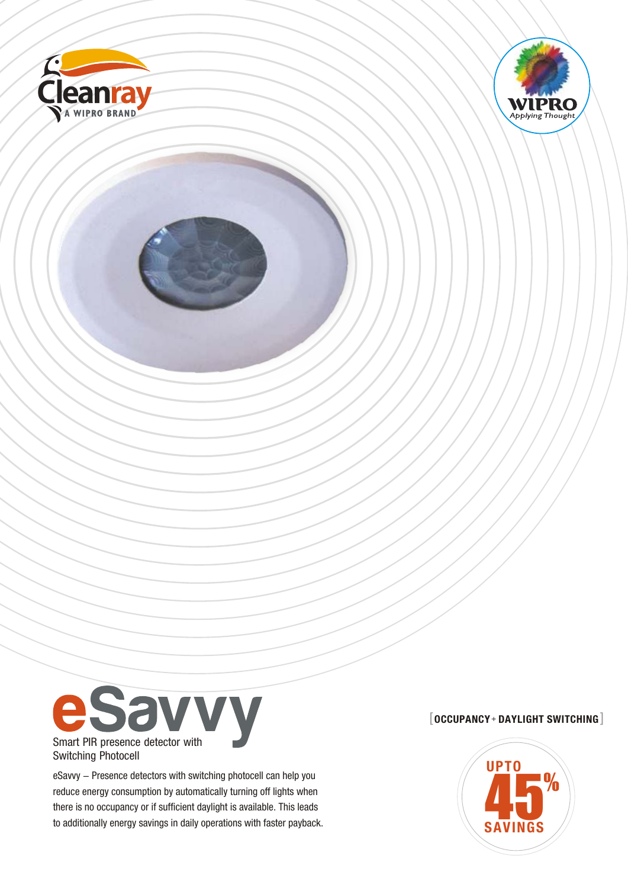Cleanray
A WIPRO BRAND

WIPRO
Applying Thought

# eSavvy

Smart PIR presence detector with Switching Photocell

eSavvy – Presence detectors with switching photocell can help you reduce energy consumption by automatically turning off lights when there is no occupancy or if sufficient daylight is available. This leads to additionally energy savings in daily operations with faster payback.

[ OCCUPANCY + DAYLIGHT SWITCHING ]

UPTO 45% SAVINGS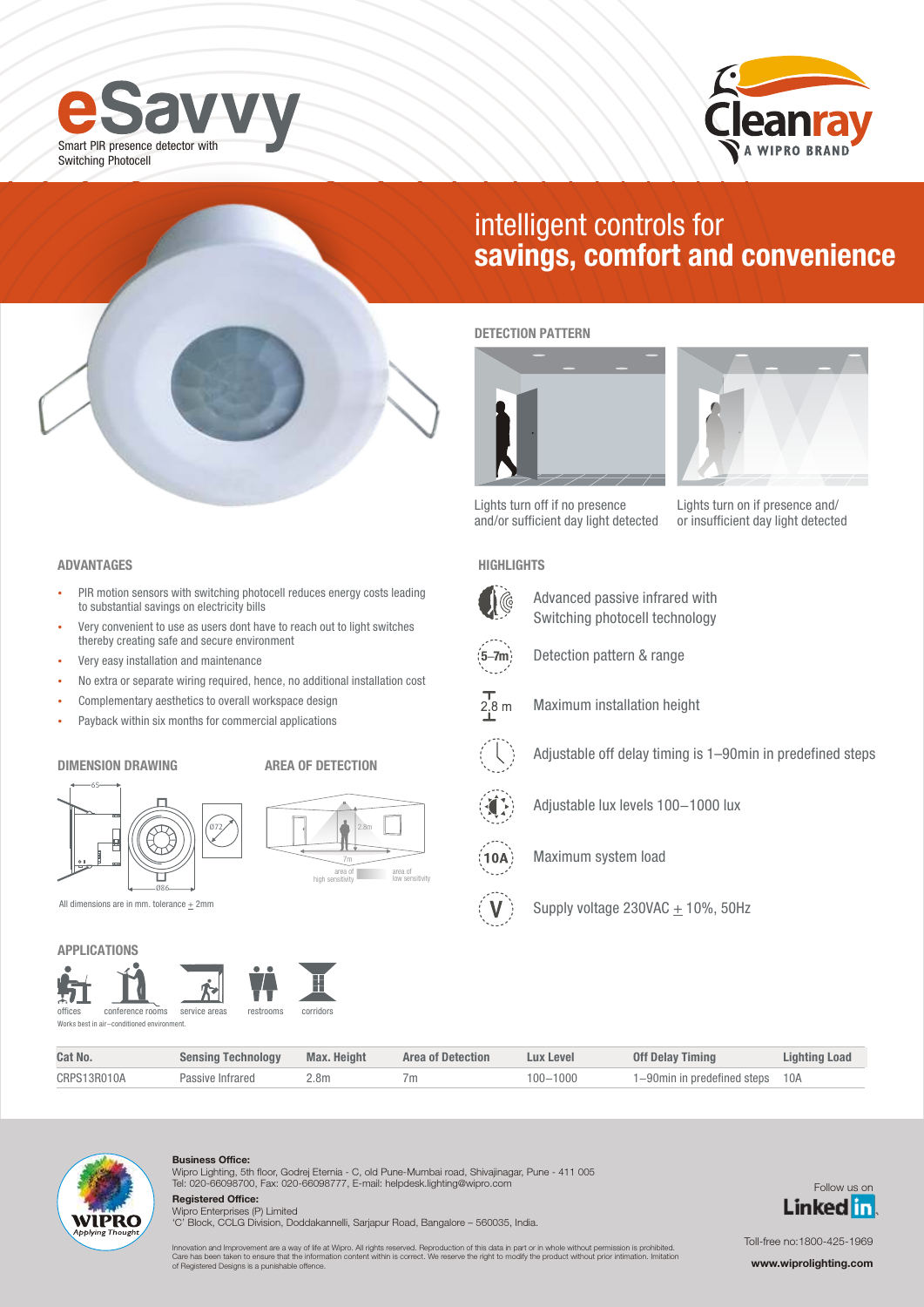# eSavvy

Smart PIR presence detector with Switching Photocell

Cleanray
A WIPRO BRAND

## intelligent controls for **savings, comfort and convenience**

### DETECTION PATTERN

Lights turn off if no presence and/or sufficient day light detected

Lights turn on if presence and/ or insufficient day light detected

### ADVANTAGES

- PIR motion sensors with switching photocell reduces energy costs leading to substantial savings on electricity bills
- Very convenient to use as users dont have to reach out to light switches thereby creating safe and secure environment
- Very easy installation and maintenance
- No extra or separate wiring required, hence, no additional installation cost
- Complementary aesthetics to overall workspace design
- Payback within six months for commercial applications

### HIGHLIGHTS

- Advanced passive infrared with Switching photocell technology
- 5–7m — Detection pattern & range
- 2.8 m — Maximum installation height
- Adjustable off delay timing is 1–90min in predefined steps
- Adjustable lux levels 100–1000 lux
- 10A — Maximum system load
- V — Supply voltage 230VAC ± 10%, 50Hz

### DIMENSION DRAWING

65

Ø72

Ø86

All dimensions are in mm. tolerance ± 2mm

### AREA OF DETECTION

2.8m

7m

area of high sensitivity

area of low sensitivity

### APPLICATIONS

offices, conference rooms, service areas, restrooms, corridors

Works best in air–conditioned environment.

| Cat No. | Sensing Technology | Max. Height | Area of Detection | Lux Level | Off Delay Timing | Lighting Load |
|---|---|---|---|---|---|---|
| CRPS13R010A | Passive Infrared | 2.8m | 7m | 100–1000 | 1–90min in predefined steps | 10A |

**Business Office:**
Wipro Lighting, 5th floor, Godrej Eternia - C, old Pune-Mumbai road, Shivajinagar, Pune - 411 005
Tel: 020-66098700, Fax: 020-66098777, E-mail: helpdesk.lighting@wipro.com

**Registered Office:**
Wipro Enterprises (P) Limited
'C' Block, CCLG Division, Doddakannelli, Sarjapur Road, Bangalore – 560035, India.

Innovation and Improvement are a way of life at Wipro. All rights reserved. Reproduction of this data in part or in whole without permission is prohibited. Care has been taken to ensure that the information content within is correct. We reserve the right to modify the product without prior intimation. Imitation of Registered Designs is a punishable offence.

Follow us on LinkedIn

Toll-free no:1800-425-1969

www.wiprolighting.com